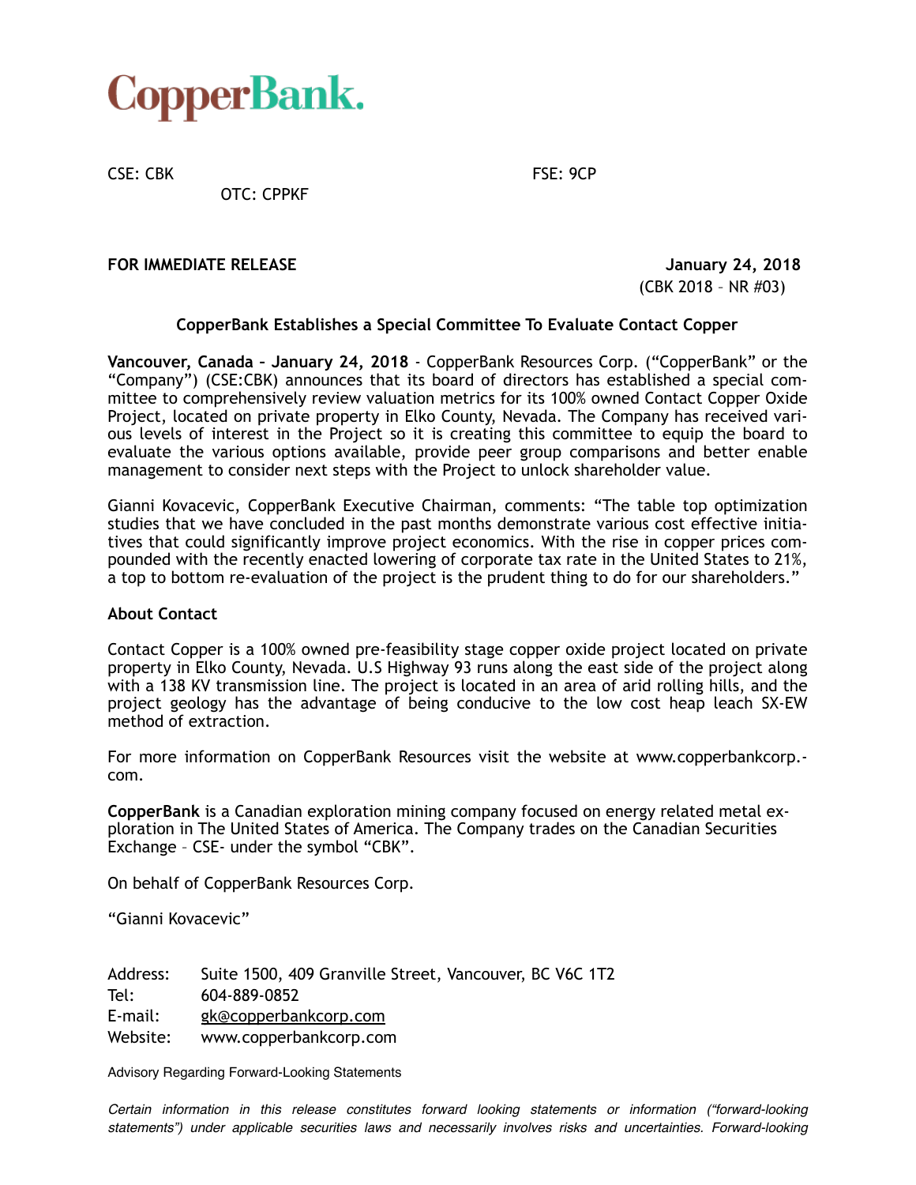# CopperBank.

CSE: CBK

FSE: 9CP

OTC: CPPKF

**FOR IMMEDIATE RELEASE** **January 24, 2018**

(CBK 2018 – NR #03)

**CopperBank Establishes a Special Committee To Evaluate Contact Copper**

**Vancouver, Canada – January 24, 2018** - CopperBank Resources Corp. ("CopperBank" or the "Company") (CSE:CBK) announces that its board of directors has established a special committee to comprehensively review valuation metrics for its 100% owned Contact Copper Oxide Project, located on private property in Elko County, Nevada. The Company has received various levels of interest in the Project so it is creating this committee to equip the board to evaluate the various options available, provide peer group comparisons and better enable management to consider next steps with the Project to unlock shareholder value.

Gianni Kovacevic, CopperBank Executive Chairman, comments: "The table top optimization studies that we have concluded in the past months demonstrate various cost effective initiatives that could significantly improve project economics. With the rise in copper prices compounded with the recently enacted lowering of corporate tax rate in the United States to 21%, a top to bottom re-evaluation of the project is the prudent thing to do for our shareholders."

**About Contact**

Contact Copper is a 100% owned pre-feasibility stage copper oxide project located on private property in Elko County, Nevada. U.S Highway 93 runs along the east side of the project along with a 138 KV transmission line. The project is located in an area of arid rolling hills, and the project geology has the advantage of being conducive to the low cost heap leach SX-EW method of extraction.

For more information on CopperBank Resources visit the website at www.copperbankcorp.com.

**CopperBank** is a Canadian exploration mining company focused on energy related metal exploration in The United States of America. The Company trades on the Canadian Securities Exchange – CSE- under the symbol "CBK".

On behalf of CopperBank Resources Corp.

"Gianni Kovacevic"

Address: Suite 1500, 409 Granville Street, Vancouver, BC V6C 1T2
Tel: 604-889-0852
E-mail: gk@copperbankcorp.com
Website: www.copperbankcorp.com

Advisory Regarding Forward-Looking Statements

*Certain information in this release constitutes forward looking statements or information ("forward-looking statements") under applicable securities laws and necessarily involves risks and uncertainties. Forward-looking*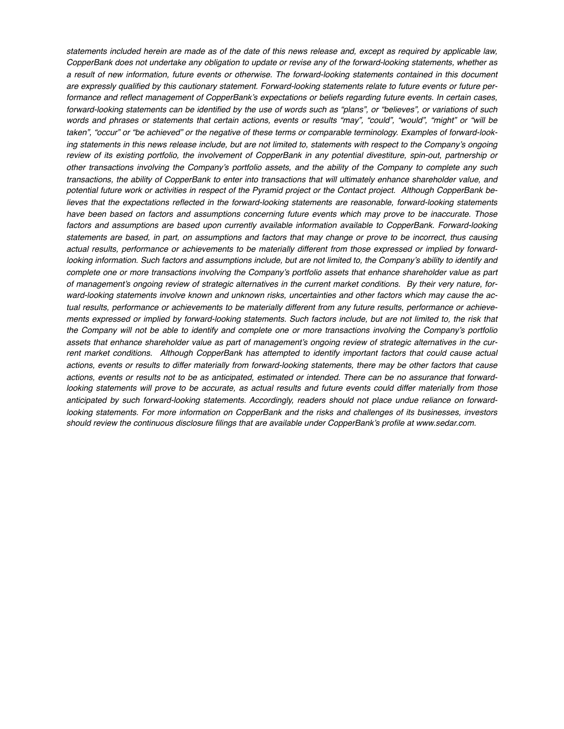*statements included herein are made as of the date of this news release and, except as required by applicable law, CopperBank does not undertake any obligation to update or revise any of the forward-looking statements, whether as a result of new information, future events or otherwise. The forward-looking statements contained in this document are expressly qualified by this cautionary statement. Forward-looking statements relate to future events or future performance and reflect management of CopperBank's expectations or beliefs regarding future events. In certain cases, forward-looking statements can be identified by the use of words such as "plans", or "believes", or variations of such words and phrases or statements that certain actions, events or results "may", "could", "would", "might" or "will be taken", "occur" or "be achieved" or the negative of these terms or comparable terminology. Examples of forward-looking statements in this news release include, but are not limited to, statements with respect to the Company's ongoing review of its existing portfolio, the involvement of CopperBank in any potential divestiture, spin-out, partnership or other transactions involving the Company's portfolio assets, and the ability of the Company to complete any such transactions, the ability of CopperBank to enter into transactions that will ultimately enhance shareholder value, and potential future work or activities in respect of the Pyramid project or the Contact project. Although CopperBank believes that the expectations reflected in the forward-looking statements are reasonable, forward-looking statements have been based on factors and assumptions concerning future events which may prove to be inaccurate. Those factors and assumptions are based upon currently available information available to CopperBank. Forward-looking statements are based, in part, on assumptions and factors that may change or prove to be incorrect, thus causing actual results, performance or achievements to be materially different from those expressed or implied by forward-looking information. Such factors and assumptions include, but are not limited to, the Company's ability to identify and complete one or more transactions involving the Company's portfolio assets that enhance shareholder value as part of management's ongoing review of strategic alternatives in the current market conditions. By their very nature, forward-looking statements involve known and unknown risks, uncertainties and other factors which may cause the actual results, performance or achievements to be materially different from any future results, performance or achievements expressed or implied by forward-looking statements. Such factors include, but are not limited to, the risk that the Company will not be able to identify and complete one or more transactions involving the Company's portfolio assets that enhance shareholder value as part of management's ongoing review of strategic alternatives in the current market conditions. Although CopperBank has attempted to identify important factors that could cause actual actions, events or results to differ materially from forward-looking statements, there may be other factors that cause actions, events or results not to be as anticipated, estimated or intended. There can be no assurance that forward-looking statements will prove to be accurate, as actual results and future events could differ materially from those anticipated by such forward-looking statements. Accordingly, readers should not place undue reliance on forward-looking statements. For more information on CopperBank and the risks and challenges of its businesses, investors should review the continuous disclosure filings that are available under CopperBank's profile at www.sedar.com.*